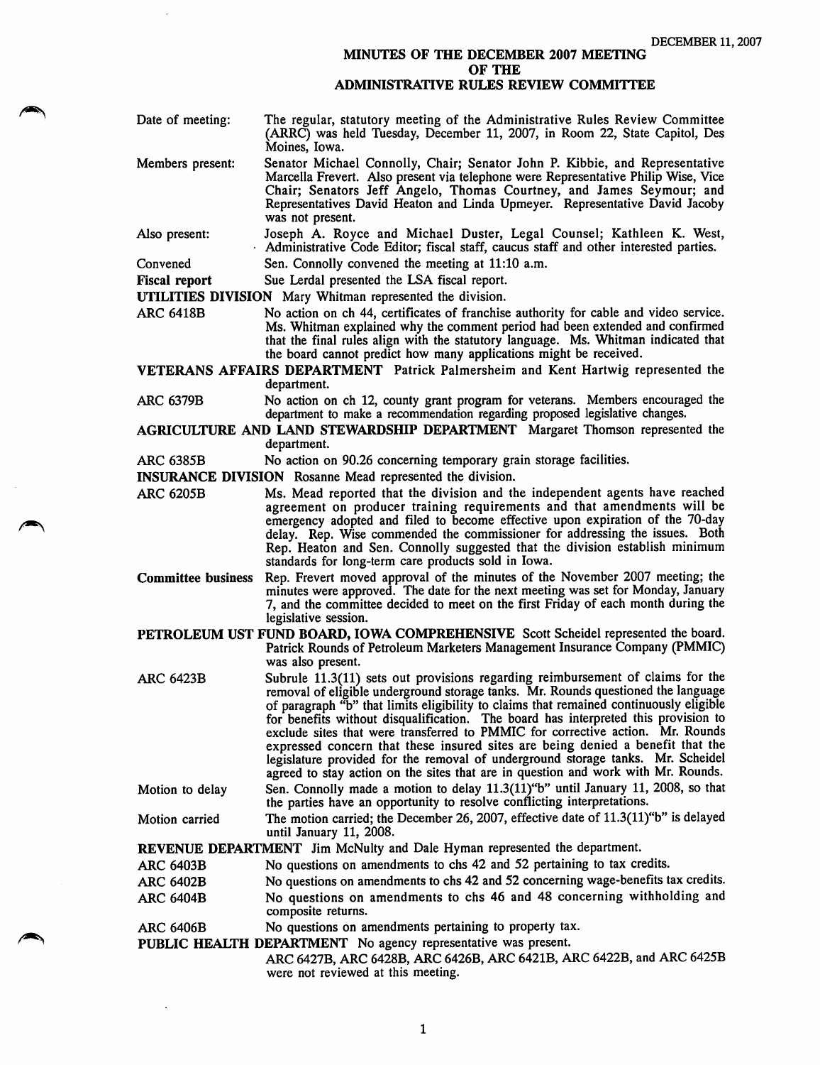DECEMBER 11, 2007

# MINUTES OF THE DECEMBER 2007 MEETING OF THE ADMINISTRATIVE RULES REVIEW COMMITTEE

**Date of meeting:** The regular, statutory meeting of the Administrative Rules Review Committee (ARRC) was held Tuesday, December 11, 2007, in Room 22, State Capitol, Des Moines, Iowa.

**Members present:** Senator Michael Connolly, Chair; Senator John P. Kibbie, and Representative Marcella Frevert. Also present via telephone were Representative Philip Wise, Vice Chair; Senators Jeff Angelo, Thomas Courtney, and James Seymour; and Representatives David Heaton and Linda Upmeyer. Representative David Jacoby was not present.

**Also present:** Joseph A. Royce and Michael Duster, Legal Counsel; Kathleen K. West, Administrative Code Editor; fiscal staff, caucus staff and other interested parties.

**Convened** Sen. Connolly convened the meeting at 11:10 a.m.

**Fiscal report** Sue Lerdal presented the LSA fiscal report.

**UTILITIES DIVISION** Mary Whitman represented the division.

**ARC 6418B** No action on ch 44, certificates of franchise authority for cable and video service. Ms. Whitman explained why the comment period had been extended and confirmed that the final rules align with the statutory language. Ms. Whitman indicated that the board cannot predict how many applications might be received.

**VETERANS AFFAIRS DEPARTMENT** Patrick Palmersheim and Kent Hartwig represented the department.

**ARC 6379B** No action on ch 12, county grant program for veterans. Members encouraged the department to make a recommendation regarding proposed legislative changes.

**AGRICULTURE AND LAND STEWARDSHIP DEPARTMENT** Margaret Thomson represented the department.

**ARC 6385B** No action on 90.26 concerning temporary grain storage facilities.

**INSURANCE DIVISION** Rosanne Mead represented the division.

**ARC 6205B** Ms. Mead reported that the division and the independent agents have reached agreement on producer training requirements and that amendments will be emergency adopted and filed to become effective upon expiration of the 70-day delay. Rep. Wise commended the commissioner for addressing the issues. Both Rep. Heaton and Sen. Connolly suggested that the division establish minimum standards for long-term care products sold in Iowa.

**Committee business** Rep. Frevert moved approval of the minutes of the November 2007 meeting; the minutes were approved. The date for the next meeting was set for Monday, January 7, and the committee decided to meet on the first Friday of each month during the legislative session.

**PETROLEUM UST FUND BOARD, IOWA COMPREHENSIVE** Scott Scheidel represented the board. Patrick Rounds of Petroleum Marketers Management Insurance Company (PMMIC) was also present.

**ARC 6423B** Subrule 11.3(11) sets out provisions regarding reimbursement of claims for the removal of eligible underground storage tanks. Mr. Rounds questioned the language of paragraph "b" that limits eligibility to claims that remained continuously eligible for benefits without disqualification. The board has interpreted this provision to exclude sites that were transferred to PMMIC for corrective action. Mr. Rounds expressed concern that these insured sites are being denied a benefit that the legislature provided for the removal of underground storage tanks. Mr. Scheidel agreed to stay action on the sites that are in question and work with Mr. Rounds.

**Motion to delay** Sen. Connolly made a motion to delay 11.3(11)"b" until January 11, 2008, so that the parties have an opportunity to resolve conflicting interpretations.

**Motion carried** The motion carried; the December 26, 2007, effective date of 11.3(11)"b" is delayed until January 11, 2008.

**REVENUE DEPARTMENT** Jim McNulty and Dale Hyman represented the department.

**ARC 6403B** No questions on amendments to chs 42 and 52 pertaining to tax credits.

**ARC 6402B** No questions on amendments to chs 42 and 52 concerning wage-benefits tax credits.

**ARC 6404B** No questions on amendments to chs 46 and 48 concerning withholding and composite returns.

**ARC 6406B** No questions on amendments pertaining to property tax.

**PUBLIC HEALTH DEPARTMENT** No agency representative was present.

ARC 6427B, ARC 6428B, ARC 6426B, ARC 6421B, ARC 6422B, and ARC 6425B were not reviewed at this meeting.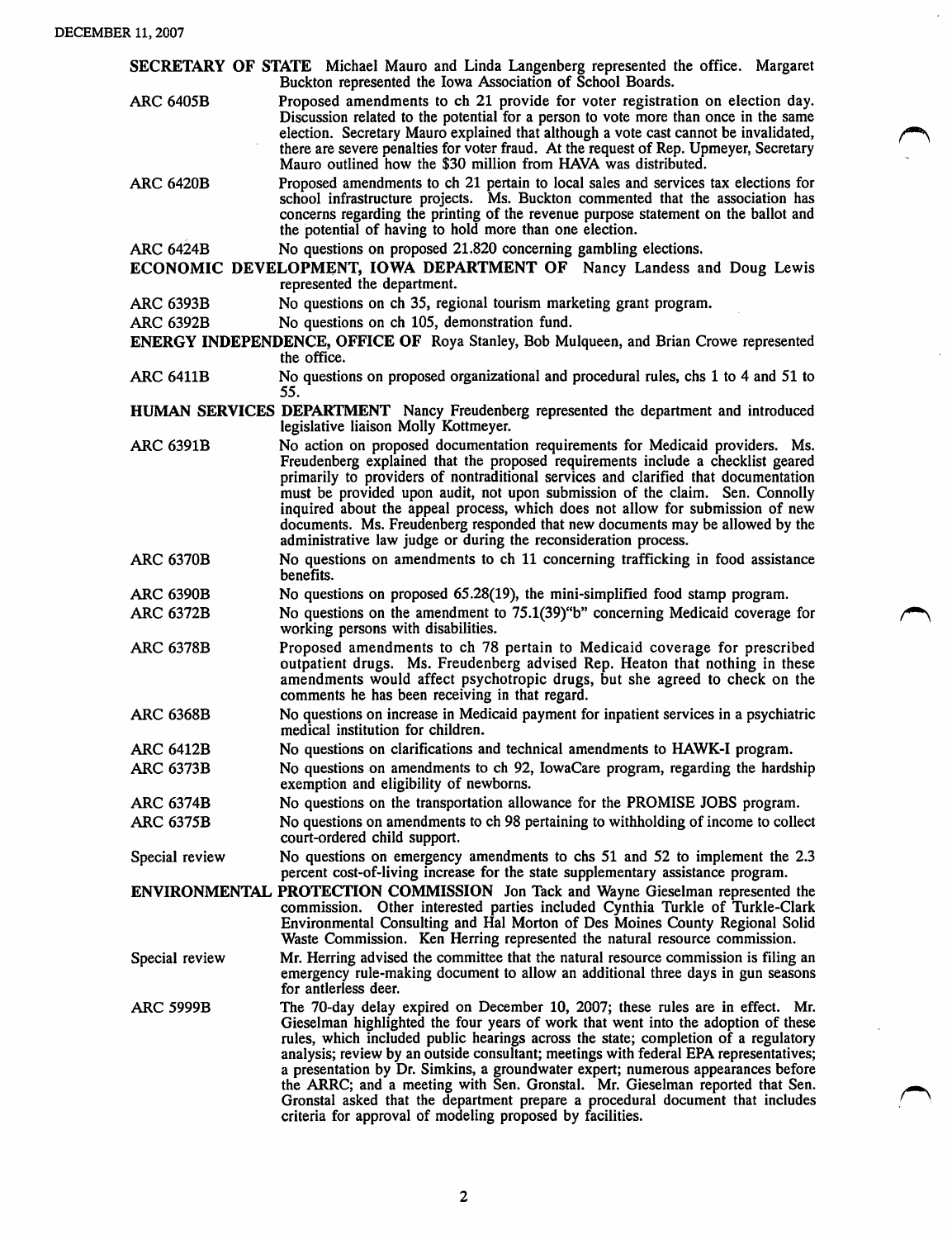**SECRETARY OF STATE** Michael Mauro and Linda Langenberg represented the office. Margaret Buckton represented the Iowa Association of School Boards.

ARC 6405B — Proposed amendments to ch 21 provide for voter registration on election day. Discussion related to the potential for a person to vote more than once in the same election. Secretary Mauro explained that although a vote cast cannot be invalidated, there are severe penalties for voter fraud. At the request of Rep. Upmeyer, Secretary Mauro outlined how the $30 million from HAVA was distributed.

ARC 6420B — Proposed amendments to ch 21 pertain to local sales and services tax elections for school infrastructure projects. Ms. Buckton commented that the association has concerns regarding the printing of the revenue purpose statement on the ballot and the potential of having to hold more than one election.

ARC 6424B — No questions on proposed 21.820 concerning gambling elections.

**ECONOMIC DEVELOPMENT, IOWA DEPARTMENT OF** Nancy Landess and Doug Lewis represented the department.

ARC 6393B — No questions on ch 35, regional tourism marketing grant program.

ARC 6392B — No questions on ch 105, demonstration fund.

**ENERGY INDEPENDENCE, OFFICE OF** Roya Stanley, Bob Mulqueen, and Brian Crowe represented the office.

ARC 6411B — No questions on proposed organizational and procedural rules, chs 1 to 4 and 51 to 55.

**HUMAN SERVICES DEPARTMENT** Nancy Freudenberg represented the department and introduced legislative liaison Molly Kottmeyer.

ARC 6391B — No action on proposed documentation requirements for Medicaid providers. Ms. Freudenberg explained that the proposed requirements include a checklist geared primarily to providers of nontraditional services and clarified that documentation must be provided upon audit, not upon submission of the claim. Sen. Connolly inquired about the appeal process, which does not allow for submission of new documents. Ms. Freudenberg responded that new documents may be allowed by the administrative law judge or during the reconsideration process.

ARC 6370B — No questions on amendments to ch 11 concerning trafficking in food assistance benefits.

ARC 6390B — No questions on proposed 65.28(19), the mini-simplified food stamp program.

ARC 6372B — No questions on the amendment to 75.1(39)"b" concerning Medicaid coverage for working persons with disabilities.

ARC 6378B — Proposed amendments to ch 78 pertain to Medicaid coverage for prescribed outpatient drugs. Ms. Freudenberg advised Rep. Heaton that nothing in these amendments would affect psychotropic drugs, but she agreed to check on the comments he has been receiving in that regard.

ARC 6368B — No questions on increase in Medicaid payment for inpatient services in a psychiatric medical institution for children.

ARC 6412B — No questions on clarifications and technical amendments to HAWK-I program.

ARC 6373B — No questions on amendments to ch 92, IowaCare program, regarding the hardship exemption and eligibility of newborns.

ARC 6374B — No questions on the transportation allowance for the PROMISE JOBS program.

ARC 6375B — No questions on amendments to ch 98 pertaining to withholding of income to collect court-ordered child support.

Special review — No questions on emergency amendments to chs 51 and 52 to implement the 2.3 percent cost-of-living increase for the state supplementary assistance program.

**ENVIRONMENTAL PROTECTION COMMISSION** Jon Tack and Wayne Gieselman represented the commission. Other interested parties included Cynthia Turkle of Turkle-Clark Environmental Consulting and Hal Morton of Des Moines County Regional Solid Waste Commission. Ken Herring represented the natural resource commission.

Special review — Mr. Herring advised the committee that the natural resource commission is filing an emergency rule-making document to allow an additional three days in gun seasons for antlerless deer.

ARC 5999B — The 70-day delay expired on December 10, 2007; these rules are in effect. Mr. Gieselman highlighted the four years of work that went into the adoption of these rules, which included public hearings across the state; completion of a regulatory analysis; review by an outside consultant; meetings with federal EPA representatives; a presentation by Dr. Simkins, a groundwater expert; numerous appearances before the ARRC; and a meeting with Sen. Gronstal. Mr. Gieselman reported that Sen. Gronstal asked that the department prepare a procedural document that includes criteria for approval of modeling proposed by facilities.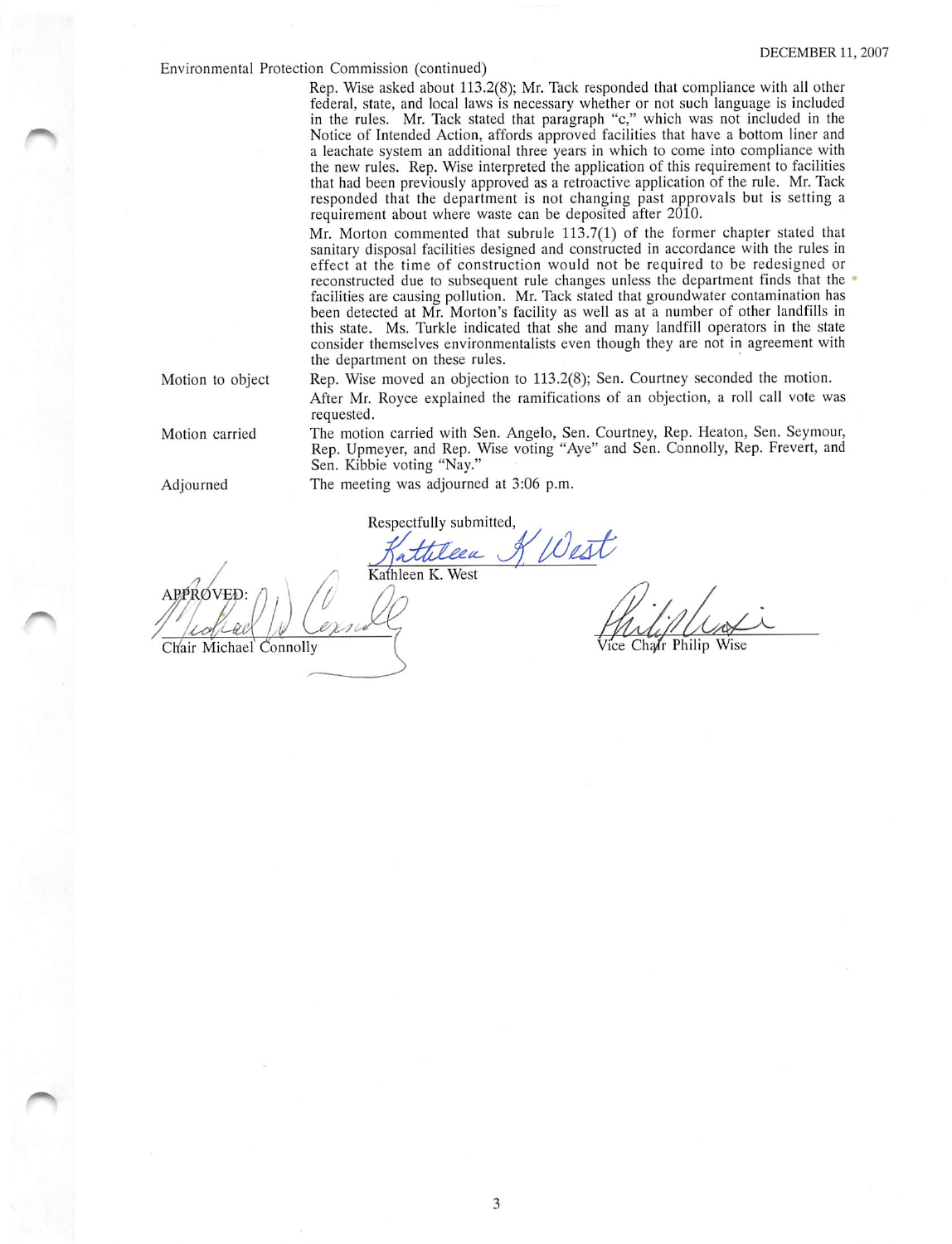Environmental Protection Commission (continued)

Rep. Wise asked about 113.2(8); Mr. Tack responded that compliance with all other federal, state, and local laws is necessary whether or not such language is included in the rules. Mr. Tack stated that paragraph "c," which was not included in the Notice of Intended Action, affords approved facilities that have a bottom liner and a leachate system an additional three years in which to come into compliance with the new rules. Rep. Wise interpreted the application of this requirement to facilities that had been previously approved as a retroactive application of the rule. Mr. Tack responded that the department is not changing past approvals but is setting a requirement about where waste can be deposited after 2010.

Mr. Morton commented that subrule 113.7(1) of the former chapter stated that sanitary disposal facilities designed and constructed in accordance with the rules in effect at the time of construction would not be required to be redesigned or reconstructed due to subsequent rule changes unless the department finds that the facilities are causing pollution. Mr. Tack stated that groundwater contamination has been detected at Mr. Morton's facility as well as at a number of other landfills in this state. Ms. Turkle indicated that she and many landfill operators in the state consider themselves environmentalists even though they are not in agreement with the department on these rules.

**Motion to object**

Rep. Wise moved an objection to 113.2(8); Sen. Courtney seconded the motion. After Mr. Royce explained the ramifications of an objection, a roll call vote was requested.

**Motion carried**

The motion carried with Sen. Angelo, Sen. Courtney, Rep. Heaton, Sen. Seymour, Rep. Upmeyer, and Rep. Wise voting "Aye" and Sen. Connolly, Rep. Frevert, and Sen. Kibbie voting "Nay."

**Adjourned**

The meeting was adjourned at 3:06 p.m.

Respectfully submitted,

Kathleen K. West

Kathleen K. West

APPROVED:

Michael W. Connolly

Chair Michael Connolly

Philip Wise

Vice Chair Philip Wise